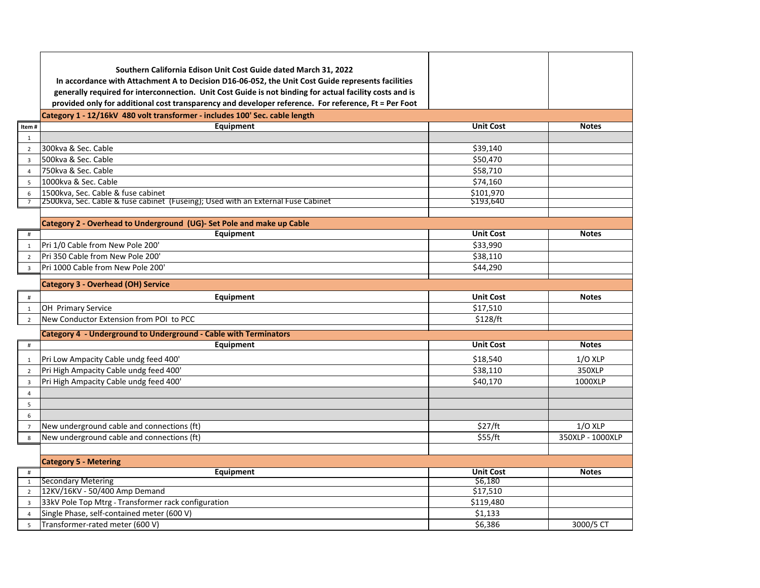**Southern California Edison Unit Cost Guide dated March 31, 2022**
**In accordance with Attachment A to Decision D16-06-052, the Unit Cost Guide represents facilities generally required for interconnection. Unit Cost Guide is not binding for actual facility costs and is provided only for additional cost transparency and developer reference. For reference, Ft = Per Foot**

**Category 1 - 12/16kV 480 volt transformer - includes 100' Sec. cable length**

| Item # | Equipment | Unit Cost | Notes |
|---|---|---|---|
| 1 | | | |
| 2 | 300kva & Sec. Cable | $39,140 | |
| 3 | 500kva & Sec. Cable | $50,470 | |
| 4 | 750kva & Sec. Cable | $58,710 | |
| 5 | 1000kva & Sec. Cable | $74,160 | |
| 6 | 1500kva, Sec. Cable & fuse cabinet | $101,970 | |
| 7 | 2500kva, Sec. Cable & fuse cabinet (Fuseing); Used with an External Fuse Cabinet | $193,640 | |

**Category 2 - Overhead to Underground (UG)- Set Pole and make up Cable**

| # | Equipment | Unit Cost | Notes |
|---|---|---|---|
| 1 | Pri 1/0 Cable from New Pole 200' | $33,990 | |
| 2 | Pri 350 Cable from New Pole 200' | $38,110 | |
| 3 | Pri 1000 Cable from New Pole 200' | $44,290 | |

**Category 3 - Overhead (OH) Service**

| # | Equipment | Unit Cost | Notes |
|---|---|---|---|
| 1 | OH Primary Service | $17,510 | |
| 2 | New Conductor Extension from POI to PCC | $128/ft | |

**Category 4 - Underground to Underground - Cable with Terminators**

| # | Equipment | Unit Cost | Notes |
|---|---|---|---|
| 1 | Pri Low Ampacity Cable undg feed 400' | $18,540 | 1/O XLP |
| 2 | Pri High Ampacity Cable undg feed 400' | $38,110 | 350XLP |
| 3 | Pri High Ampacity Cable undg feed 400' | $40,170 | 1000XLP |
| 4 | | | |
| 5 | | | |
| 6 | | | |
| 7 | New underground cable and connections (ft) | $27/ft | 1/O XLP |
| 8 | New underground cable and connections (ft) | $55/ft | 350XLP - 1000XLP |

**Category 5 - Metering**

| # | Equipment | Unit Cost | Notes |
|---|---|---|---|
| 1 | Secondary Metering | $6,180 | |
| 2 | 12KV/16KV - 50/400 Amp Demand | $17,510 | |
| 3 | 33kV Pole Top Mtrg - Transformer rack configuration | $119,480 | |
| 4 | Single Phase, self-contained meter (600 V) | $1,133 | |
| 5 | Transformer-rated meter (600 V) | $6,386 | 3000/5 CT |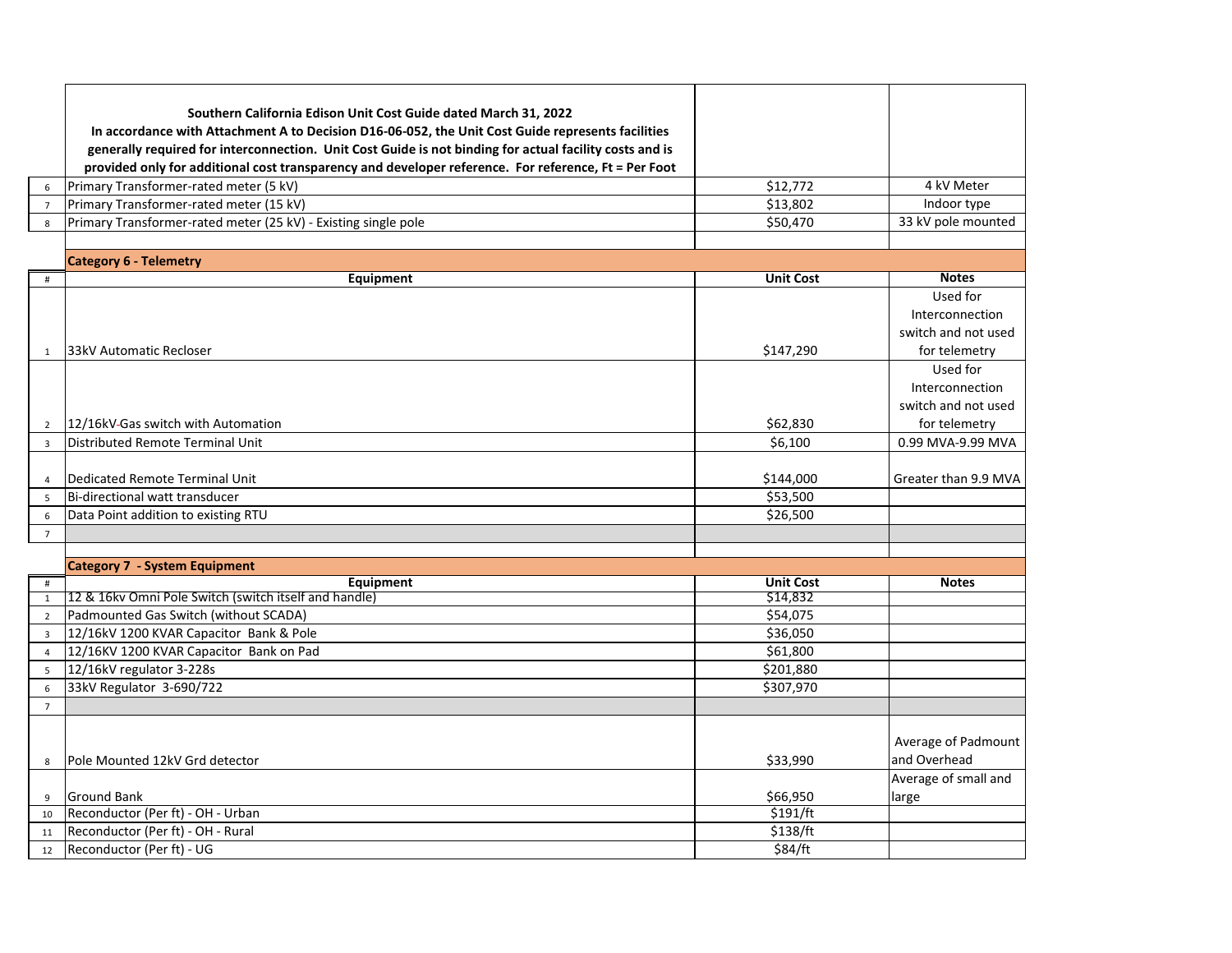**Southern California Edison Unit Cost Guide dated March 31, 2022**
**In accordance with Attachment A to Decision D16-06-052, the Unit Cost Guide represents facilities generally required for interconnection. Unit Cost Guide is not binding for actual facility costs and is provided only for additional cost transparency and developer reference. For reference, Ft = Per Foot**

| # | Equipment | Unit Cost | Notes |
|---|---|---|---|
| 6 | Primary Transformer-rated meter (5 kV) | $12,772 | 4 kV Meter |
| 7 | Primary Transformer-rated meter (15 kV) | $13,802 | Indoor type |
| 8 | Primary Transformer-rated meter (25 kV) - Existing single pole | $50,470 | 33 kV pole mounted |

**Category 6 - Telemetry**

| # | Equipment | Unit Cost | Notes |
|---|---|---|---|
| 1 | 33kV Automatic Recloser | $147,290 | Used for Interconnection switch and not used for telemetry |
| 2 | 12/16kV Gas switch with Automation | $62,830 | Used for Interconnection switch and not used for telemetry |
| 3 | Distributed Remote Terminal Unit | $6,100 | 0.99 MVA-9.99 MVA |
| 4 | Dedicated Remote Terminal Unit | $144,000 | Greater than 9.9 MVA |
| 5 | Bi-directional watt transducer | $53,500 | |
| 6 | Data Point addition to existing RTU | $26,500 | |
| 7 | | | |

**Category 7 - System Equipment**

| # | Equipment | Unit Cost | Notes |
|---|---|---|---|
| 1 | 12 & 16kv Omni Pole Switch (switch itself and handle) | $14,832 | |
| 2 | Padmounted Gas Switch (without SCADA) | $54,075 | |
| 3 | 12/16kV 1200 KVAR Capacitor Bank & Pole | $36,050 | |
| 4 | 12/16KV 1200 KVAR Capacitor Bank on Pad | $61,800 | |
| 5 | 12/16kV regulator 3-228s | $201,880 | |
| 6 | 33kV Regulator 3-690/722 | $307,970 | |
| 7 | | | |
| 8 | Pole Mounted 12kV Grd detector | $33,990 | Average of Padmount and Overhead |
| 9 | Ground Bank | $66,950 | Average of small and large |
| 10 | Reconductor (Per ft) - OH - Urban | $191/ft | |
| 11 | Reconductor (Per ft) - OH - Rural | $138/ft | |
| 12 | Reconductor (Per ft) - UG | $84/ft | |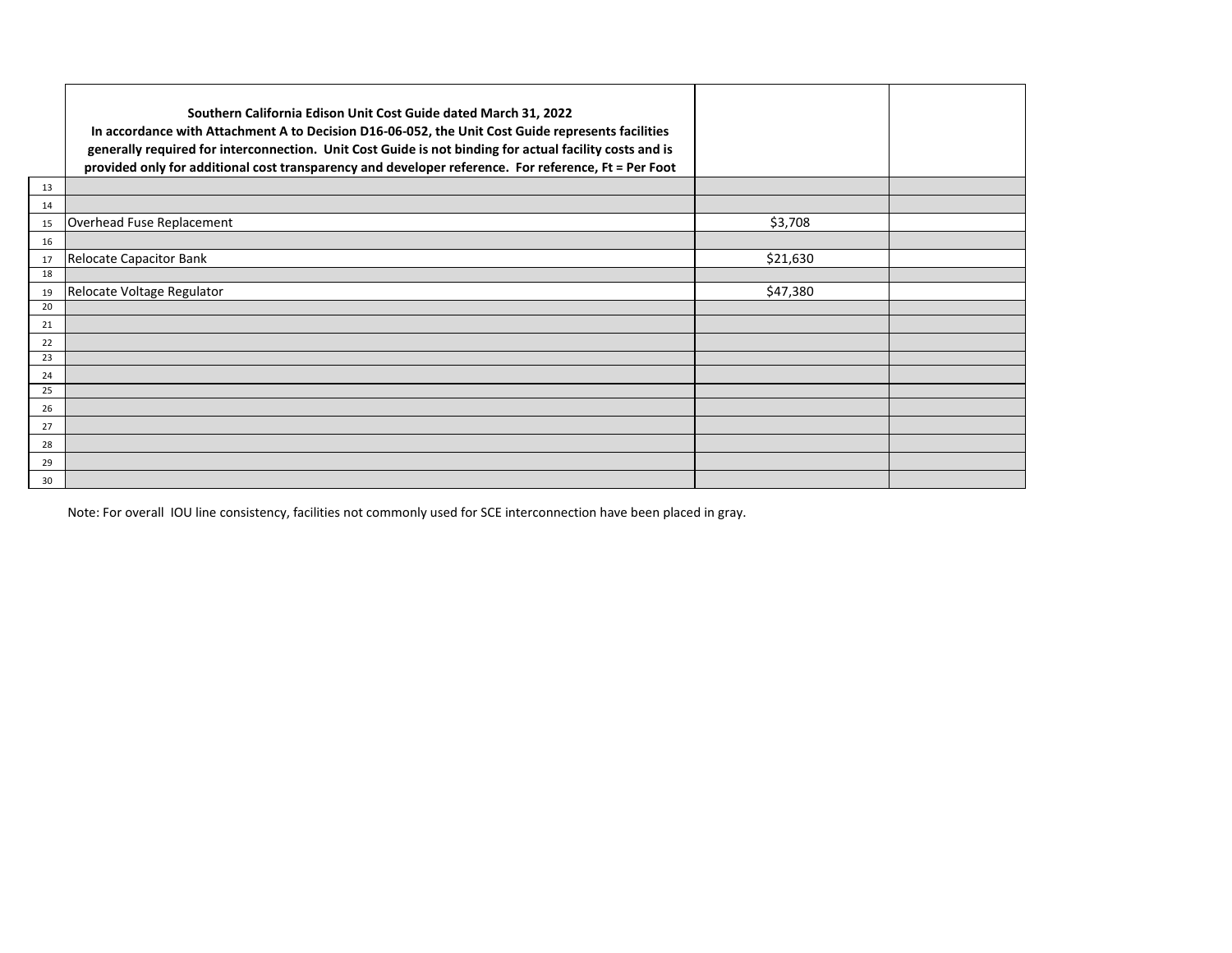| | Southern California Edison Unit Cost Guide dated March 31, 2022 In accordance with Attachment A to Decision D16-06-052, the Unit Cost Guide represents facilities generally required for interconnection. Unit Cost Guide is not binding for actual facility costs and is provided only for additional cost transparency and developer reference. For reference, Ft = Per Foot | | |
|---|---|---|---|
| 13 | | | |
| 14 | | | |
| 15 | Overhead Fuse Replacement | $3,708 | |
| 16 | | | |
| 17 | Relocate Capacitor Bank | $21,630 | |
| 18 | | | |
| 19 | Relocate Voltage Regulator | $47,380 | |
| 20 | | | |
| 21 | | | |
| 22 | | | |
| 23 | | | |
| 24 | | | |
| 25 | | | |
| 26 | | | |
| 27 | | | |
| 28 | | | |
| 29 | | | |
| 30 | | | |

Note: For overall IOU line consistency, facilities not commonly used for SCE interconnection have been placed in gray.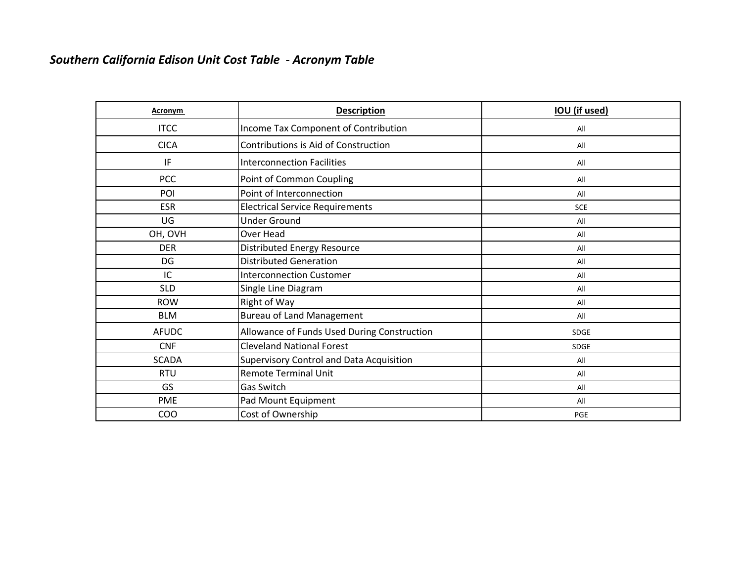*Southern California Edison Unit Cost Table - Acronym Table*

| Acronym | Description | IOU (if used) |
|---|---|---|
| ITCC | Income Tax Component of Contribution | All |
| CICA | Contributions is Aid of Construction | All |
| IF | Interconnection Facilities | All |
| PCC | Point of Common Coupling | All |
| POI | Point of Interconnection | All |
| ESR | Electrical Service Requirements | SCE |
| UG | Under Ground | All |
| OH, OVH | Over Head | All |
| DER | Distributed Energy Resource | All |
| DG | Distributed Generation | All |
| IC | Interconnection Customer | All |
| SLD | Single Line Diagram | All |
| ROW | Right of Way | All |
| BLM | Bureau of Land Management | All |
| AFUDC | Allowance of Funds Used During Construction | SDGE |
| CNF | Cleveland National Forest | SDGE |
| SCADA | Supervisory Control and Data Acquisition | All |
| RTU | Remote Terminal Unit | All |
| GS | Gas Switch | All |
| PME | Pad Mount Equipment | All |
| COO | Cost of Ownership | PGE |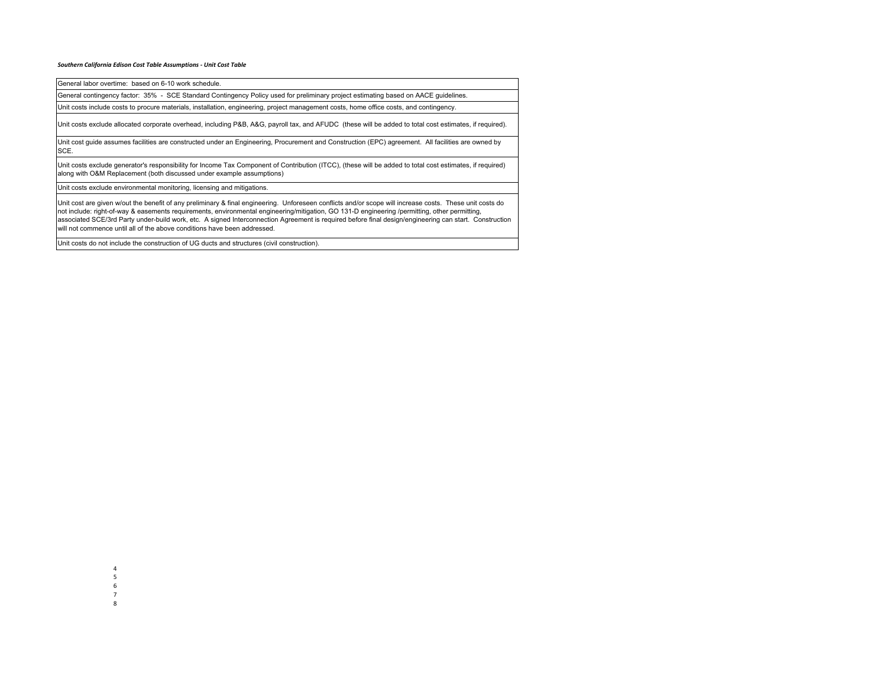***Southern California Edison Cost Table Assumptions - Unit Cost Table***

| |
|---|
| General labor overtime:  based on 6-10 work schedule. |
| General contingency factor:  35%  -  SCE Standard Contingency Policy used for preliminary project estimating based on AACE guidelines. |
| Unit costs include costs to procure materials, installation, engineering, project management costs, home office costs, and contingency. |
| Unit costs exclude allocated corporate overhead, including P&B, A&G, payroll tax, and AFUDC  (these will be added to total cost estimates, if required). |
| Unit cost guide assumes facilities are constructed under an Engineering, Procurement and Construction (EPC) agreement.  All facilities are owned by SCE. |
| Unit costs exclude generator's responsibility for Income Tax Component of Contribution (ITCC), (these will be added to total cost estimates, if required) along with O&M Replacement (both discussed under example assumptions) |
| Unit costs exclude environmental monitoring, licensing and mitigations. |
| Unit cost are given w/out the benefit of any preliminary & final engineering.  Unforeseen conflicts and/or scope will increase costs.  These unit costs do not include: right-of-way & easements requirements, environmental engineering/mitigation, GO 131-D engineering /permitting, other permitting, associated SCE/3rd Party under-build work, etc.  A signed Interconnection Agreement is required before final design/engineering can start.  Construction will not commence until all of the above conditions have been addressed. |
| Unit costs do not include the construction of UG ducts and structures (civil construction). |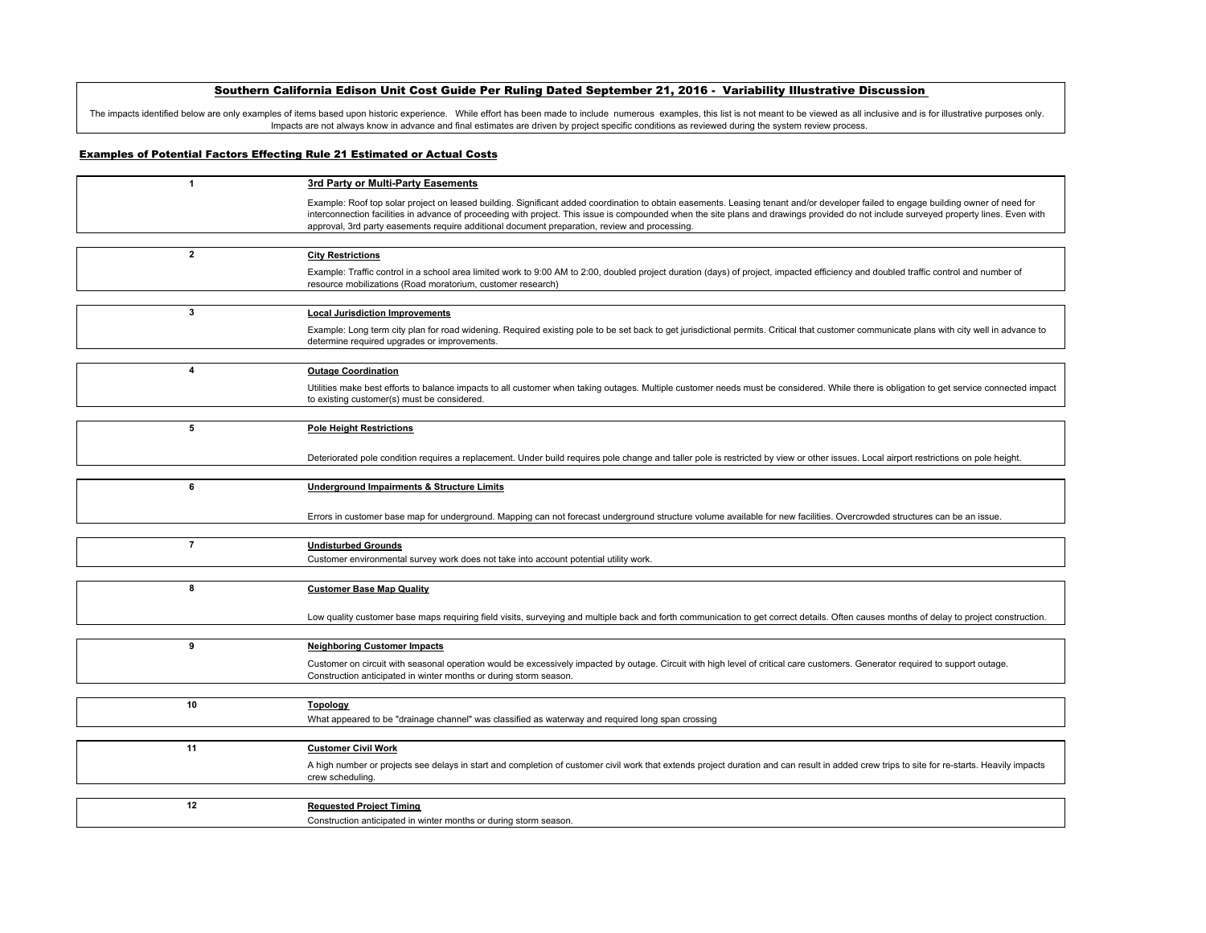## Southern California Edison Unit Cost Guide Per Ruling Dated September 21, 2016 - Variability Illustrative Discussion

The impacts identified below are only examples of items based upon historic experience. While effort has been made to include numerous examples, this list is not meant to be viewed as all inclusive and is for illustrative purposes only. Impacts are not always know in advance and final estimates are driven by project specific conditions as reviewed during the system review process.

### Examples of Potential Factors Effecting Rule 21 Estimated or Actual Costs

| # | Factor |
|---|---|
| 1 | **3rd Party or Multi-Party Easements**<br>Example: Roof top solar project on leased building. Significant added coordination to obtain easements. Leasing tenant and/or developer failed to engage building owner of need for interconnection facilities in advance of proceeding with project. This issue is compounded when the site plans and drawings provided do not include surveyed property lines. Even with approval, 3rd party easements require additional document preparation, review and processing. |
| 2 | **City Restrictions**<br>Example: Traffic control in a school area limited work to 9:00 AM to 2:00, doubled project duration (days) of project, impacted efficiency and doubled traffic control and number of resource mobilizations (Road moratorium, customer research) |
| 3 | **Local Jurisdiction Improvements**<br>Example: Long term city plan for road widening. Required existing pole to be set back to get jurisdictional permits. Critical that customer communicate plans with city well in advance to determine required upgrades or improvements. |
| 4 | **Outage Coordination**<br>Utilities make best efforts to balance impacts to all customer when taking outages. Multiple customer needs must be considered. While there is obligation to get service connected impact to existing customer(s) must be considered. |
| 5 | **Pole Height Restrictions**<br>Deteriorated pole condition requires a replacement. Under build requires pole change and taller pole is restricted by view or other issues. Local airport restrictions on pole height. |
| 6 | **Underground Impairments & Structure Limits**<br>Errors in customer base map for underground. Mapping can not forecast underground structure volume available for new facilities. Overcrowded structures can be an issue. |
| 7 | **Undisturbed Grounds**<br>Customer environmental survey work does not take into account potential utility work. |
| 8 | **Customer Base Map Quality**<br>Low quality customer base maps requiring field visits, surveying and multiple back and forth communication to get correct details. Often causes months of delay to project construction. |
| 9 | **Neighboring Customer Impacts**<br>Customer on circuit with seasonal operation would be excessively impacted by outage. Circuit with high level of critical care customers. Generator required to support outage. Construction anticipated in winter months or during storm season. |
| 10 | **Topology**<br>What appeared to be "drainage channel" was classified as waterway and required long span crossing |
| 11 | **Customer Civil Work**<br>A high number or projects see delays in start and completion of customer civil work that extends project duration and can result in added crew trips to site for re-starts. Heavily impacts crew scheduling. |
| 12 | **Requested Project Timing**<br>Construction anticipated in winter months or during storm season. |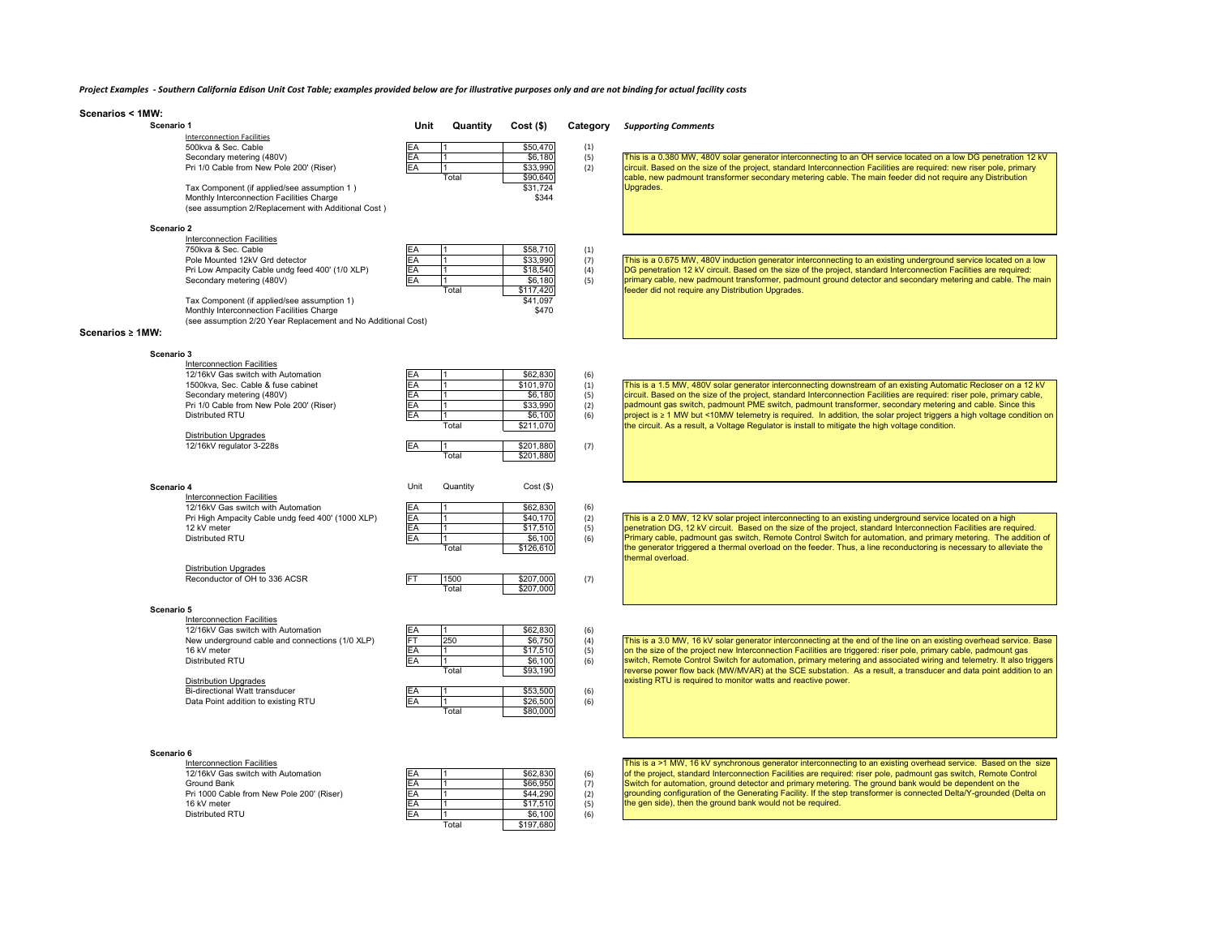*Project Examples - Southern California Edison Unit Cost Table; examples provided below are for illustrative purposes only and are not binding for actual facility costs*

## Scenarios < 1MW:

### Scenario 1

| | Unit | Quantity | Cost ($) | Category |
|---|---|---|---|---|
| Interconnection Facilities | | | | |
| 500kva & Sec. Cable | EA | 1 | $50,470 | (1) |
| Secondary metering (480V) | EA | 1 | $6,180 | (5) |
| Pri 1/0 Cable from New Pole 200' (Riser) | EA | 1 | $33,990 | (2) |
| | | Total | $90,640 | |
| Tax Component (if applied/see assumption 1 ) | | | $31,724 | |
| Monthly Interconnection Facilities Charge | | | $344 | |
| (see assumption 2/Replacement with Additional Cost ) | | | | |

*Supporting Comments:* This is a 0.380 MW, 480V solar generator interconnecting to an OH service located on a low DG penetration 12 kV circuit. Based on the size of the project, standard Interconnection Facilities are required: new riser pole, primary cable, new padmount transformer secondary metering cable. The main feeder did not require any Distribution Upgrades.

### Scenario 2

| | Unit | Quantity | Cost ($) | Category |
|---|---|---|---|---|
| Interconnection Facilities | | | | |
| 750kva & Sec. Cable | EA | 1 | $58,710 | (1) |
| Pole Mounted 12kV Grd detector | EA | 1 | $33,990 | (7) |
| Pri Low Ampacity Cable undg feed 400' (1/0 XLP) | EA | 1 | $18,540 | (4) |
| Secondary metering (480V) | EA | 1 | $6,180 | (5) |
| | | Total | $117,420 | |
| Tax Component (if applied/see assumption 1) | | | $41,097 | |
| Monthly Interconnection Facilities Charge | | | $470 | |
| (see assumption 2/20 Year Replacement and No Additional Cost) | | | | |

*Supporting Comments:* This is a 0.675 MW, 480V induction generator interconnecting to an existing underground service located on a low DG penetration 12 kV circuit. Based on the size of the project, standard Interconnection Facilities are required: primary cable, new padmount transformer, padmount ground detector and secondary metering and cable. The main feeder did not require any Distribution Upgrades.

## Scenarios ≥ 1MW:

### Scenario 3

| | Unit | Quantity | Cost ($) | Category |
|---|---|---|---|---|
| Interconnection Facilities | | | | |
| 12/16kV Gas switch with Automation | EA | 1 | $62,830 | (6) |
| 1500kva, Sec. Cable & fuse cabinet | EA | 1 | $101,970 | (1) |
| Secondary metering (480V) | EA | 1 | $6,180 | (5) |
| Pri 1/0 Cable from New Pole 200' (Riser) | EA | 1 | $33,990 | (2) |
| Distributed RTU | EA | 1 | $6,100 | (6) |
| | | Total | $211,070 | |
| Distribution Upgrades | | | | |
| 12/16kV regulator 3-228s | EA | 1 | $201,880 | (7) |
| | | Total | $201,880 | |

*Supporting Comments:* This is a 1.5 MW, 480V solar generator interconnecting downstream of an existing Automatic Recloser on a 12 kV circuit. Based on the size of the project, standard Interconnection Facilities are required: riser pole, primary cable, padmount gas switch, padmount PME switch, padmount transformer, secondary metering and cable. Since this project is ≥ 1 MW but <10MW telemetry is required. In addition, the solar project triggers a high voltage condition on the circuit. As a result, a Voltage Regulator is install to mitigate the high voltage condition.

### Scenario 4

| | Unit | Quantity | Cost ($) | Category |
|---|---|---|---|---|
| Interconnection Facilities | | | | |
| 12/16kV Gas switch with Automation | EA | 1 | $62,830 | (6) |
| Pri High Ampacity Cable undg feed 400' (1000 XLP) | EA | 1 | $40,170 | (2) |
| 12 kV meter | EA | 1 | $17,510 | (5) |
| Distributed RTU | EA | 1 | $6,100 | (6) |
| | | Total | $126,610 | |
| Distribution Upgrades | | | | |
| Reconductor of OH to 336 ACSR | FT | 1500 | $207,000 | (7) |
| | | Total | $207,000 | |

*Supporting Comments:* This is a 2.0 MW, 12 kV solar project interconnecting to an existing underground service located on a high penetration DG, 12 kV circuit. Based on the size of the project, standard Interconnection Facilities are required. Primary cable, padmount gas switch, Remote Control Switch for automation, and primary metering. The addition of the generator triggered a thermal overload on the feeder. Thus, a line reconductoring is necessary to alleviate the thermal overload.

### Scenario 5

| | Unit | Quantity | Cost ($) | Category |
|---|---|---|---|---|
| Interconnection Facilities | | | | |
| 12/16kV Gas switch with Automation | EA | 1 | $62,830 | (6) |
| New underground cable and connections (1/0 XLP) | FT | 250 | $6,750 | (4) |
| 16 kV meter | EA | 1 | $17,510 | (5) |
| Distributed RTU | EA | 1 | $6,100 | (6) |
| | | Total | $93,190 | |
| Distribution Upgrades | | | | |
| Bi-directional Watt transducer | EA | 1 | $53,500 | (6) |
| Data Point addition to existing RTU | EA | 1 | $26,500 | (6) |
| | | Total | $80,000 | |

*Supporting Comments:* This is a 3.0 MW, 16 kV solar generator interconnecting at the end of the line on an existing overhead service. Base on the size of the project new Interconnection Facilities are triggered: riser pole, primary cable, padmount gas switch, Remote Control Switch for automation, primary metering and associated wiring and telemetry. It also triggers reverse power flow back (MW/MVAR) at the SCE substation. As a result, a transducer and data point addition to an existing RTU is required to monitor watts and reactive power.

### Scenario 6

| | Unit | Quantity | Cost ($) | Category |
|---|---|---|---|---|
| Interconnection Facilities | | | | |
| 12/16kV Gas switch with Automation | EA | 1 | $62,830 | (6) |
| Ground Bank | EA | 1 | $66,950 | (7) |
| Pri 1000 Cable from New Pole 200' (Riser) | EA | 1 | $44,290 | (2) |
| 16 kV meter | EA | 1 | $17,510 | (5) |
| Distributed RTU | EA | 1 | $6,100 | (6) |
| | | Total | $197,680 | |

*Supporting Comments:* This is a >1 MW, 16 kV synchronous generator interconnecting to an existing overhead service. Based on the size of the project, standard Interconnection Facilities are required: riser pole, padmount gas switch, Remote Control Switch for automation, ground detector and primary metering. The ground bank would be dependent on the grounding configuration of the Generating Facility. If the step transformer is connected Delta/Y-grounded (Delta on the gen side), then the ground bank would not be required.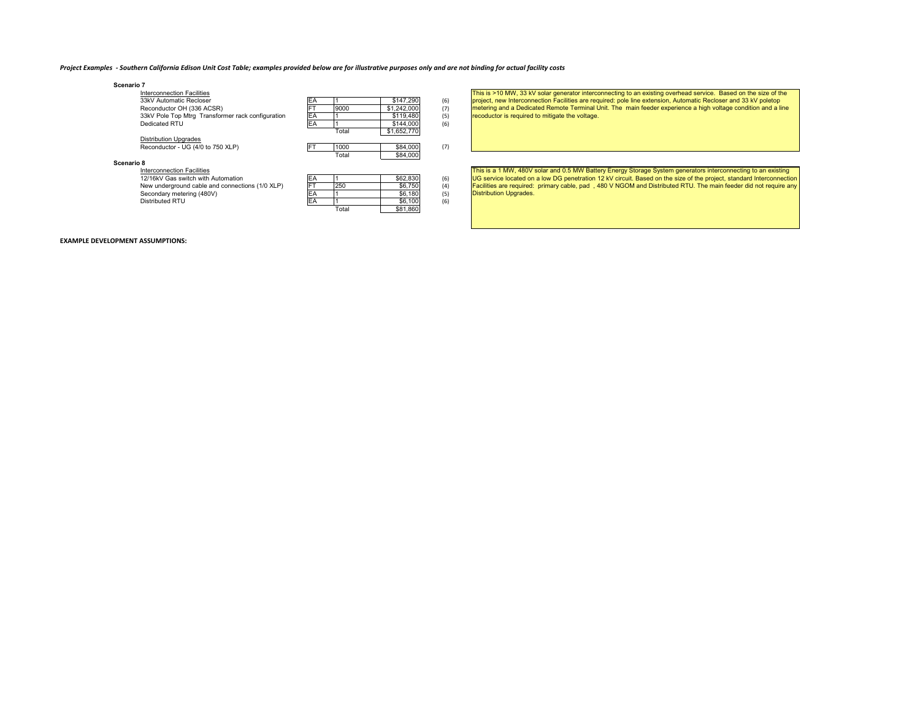*Project Examples - Southern California Edison Unit Cost Table; examples provided below are for illustrative purposes only and are not binding for actual facility costs*

**Scenario 7**

| Item | Unit | Qty | Cost | Note |
|---|---|---|---|---|
| Interconnection Facilities | | | | |
| 33kV Automatic Recloser | EA | 1 | $147,290 | (6) |
| Reconductor OH (336 ACSR) | FT | 9000 | $1,242,000 | (7) |
| 33kV Pole Top Mtrg Transformer rack configuration | EA | 1 | $119,480 | (5) |
| Dedicated RTU | EA | 1 | $144,000 | (6) |
| | | Total | $1,652,770 | |
| Distribution Upgrades | | | | |
| Reconductor - UG (4/0 to 750 XLP) | FT | 1000 | $84,000 | (7) |
| | | Total | $84,000 | |

This is >10 MW, 33 kV solar generator interconnecting to an existing overhead service. Based on the size of the project, new Interconnection Facilities are required: pole line extension, Automatic Recloser and 33 kV poletop metering and a Dedicated Remote Terminal Unit. The main feeder experience a high voltage condition and a line recoductor is required to mitigate the voltage.

**Scenario 8**

| Item | Unit | Qty | Cost | Note |
|---|---|---|---|---|
| Interconnection Facilities | | | | |
| 12/16kV Gas switch with Automation | EA | 1 | $62,830 | (6) |
| New underground cable and connections (1/0 XLP) | FT | 250 | $6,750 | (4) |
| Secondary metering (480V) | EA | 1 | $6,180 | (5) |
| Distributed RTU | EA | 1 | $6,100 | (6) |
| | | Total | $81,860 | |

This is a 1 MW, 480V solar and 0,5 MW Battery Energy Storage System generators interconnecting to an existing UG service located on a low DG penetration 12 kV circuit. Based on the size of the project, standard Interconnection Facilities are required: primary cable, pad , 480 V NGOM and Distributed RTU. The main feeder did not require any Distribution Upgrades.

**EXAMPLE DEVELOPMENT ASSUMPTIONS:**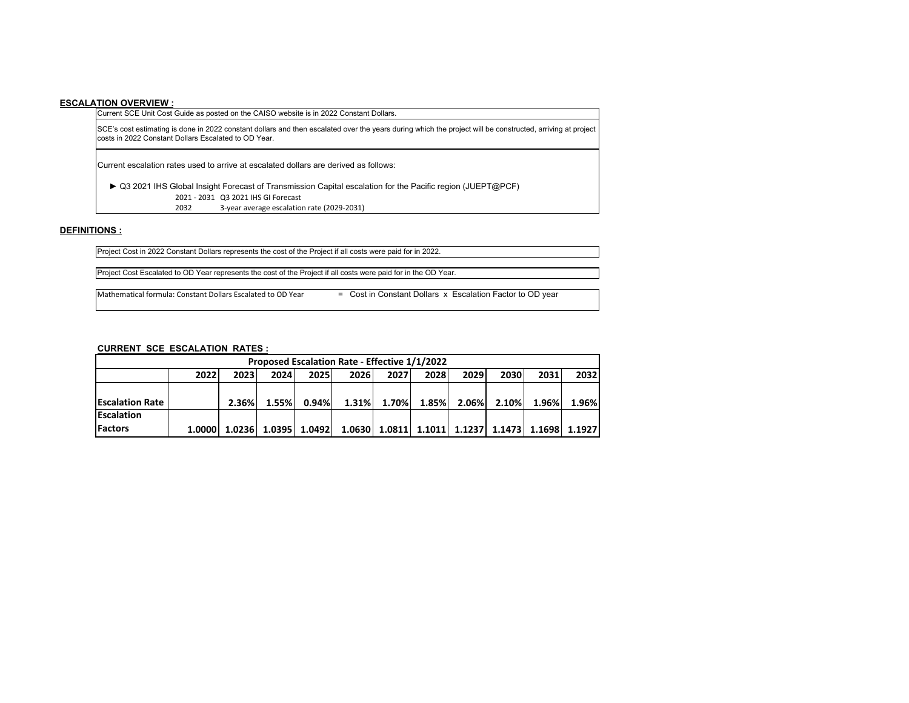**ESCALATION OVERVIEW :**

Current SCE Unit Cost Guide as posted on the CAISO website is in 2022 Constant Dollars.

SCE's cost estimating is done in 2022 constant dollars and then escalated over the years during which the project will be constructed, arriving at project costs in 2022 Constant Dollars Escalated to OD Year.

Current escalation rates used to arrive at escalated dollars are derived as follows:

► Q3 2021 IHS Global Insight Forecast of Transmission Capital escalation for the Pacific region (JUEPT@PCF)

| | |
|---|---|
| 2021 - 2031 | Q3 2021 IHS GI Forecast |
| 2032 | 3-year average escalation rate (2029-2031) |

**DEFINITIONS :**

Project Cost in 2022 Constant Dollars represents the cost of the Project if all costs were paid for in 2022.

Project Cost Escalated to OD Year represents the cost of the Project if all costs were paid for in the OD Year.

Mathematical formula: Constant Dollars Escalated to OD Year = Cost in Constant Dollars x Escalation Factor to OD year

**CURRENT SCE ESCALATION RATES :**

| Proposed Escalation Rate - Effective 1/1/2022 | | | | | | | | | | | |
|---|---|---|---|---|---|---|---|---|---|---|---|
| | **2022** | **2023** | **2024** | **2025** | **2026** | **2027** | **2028** | **2029** | **2030** | **2031** | **2032** |
| **Escalation Rate** | | **2.36%** | **1.55%** | **0.94%** | **1.31%** | **1.70%** | **1.85%** | **2.06%** | **2.10%** | **1.96%** | **1.96%** |
| **Escalation Factors** | **1.0000** | **1.0236** | **1.0395** | **1.0492** | **1.0630** | **1.0811** | **1.1011** | **1.1237** | **1.1473** | **1.1698** | **1.1927** |